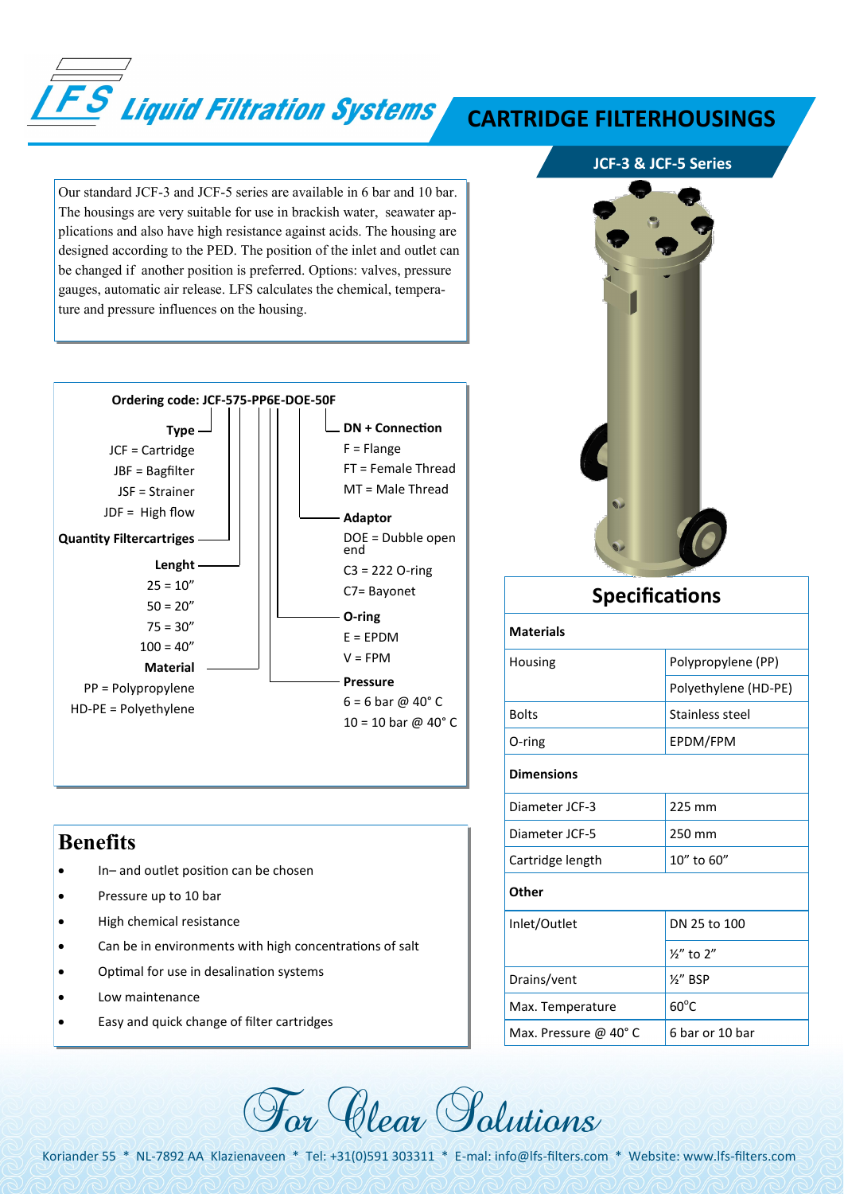# LFS Liquid Filtration Systems

## CARTRIDGE FILTERHOUSINGS

### JCF-3 & JCF-5 Series

Our standard JCF-3 and JCF-5 series are available in 6 bar and 10 bar. The housings are very suitable for use in brackish water, seawater applications and also have high resistance against acids. The housing are designed according to the PED. The position of the inlet and outlet can be changed if another position is preferred. Options: valves, pressure gauges, automatic air release. LFS calculates the chemical, temperature and pressure influences on the housing.

**Ordering code: JCF-575-PP6E-DOE-50F**

**Type**
- JCF = Cartridge
- JBF = Bagfilter
- JSF = Strainer
- JDF = High flow

**Quantity Filtercartriges**

**Lenght**
- 25 = 10”
- 50 = 20”
- 75 = 30”
- 100 = 40”

**Material**
- PP = Polypropylene
- HD-PE = Polyethylene

**DN + Connection**
- F = Flange
- FT = Female Thread
- MT = Male Thread

**Adaptor**
- DOE = Dubble open end
- C3 = 222 O-ring
- C7= Bayonet

**O-ring**
- E = EPDM
- V = FPM

**Pressure**
- 6 = 6 bar @ 40° C
- 10 = 10 bar @ 40° C

## Benefits

- In– and outlet position can be chosen
- Pressure up to 10 bar
- High chemical resistance
- Can be in environments with high concentrations of salt
- Optimal for use in desalination systems
- Low maintenance
- Easy and quick change of filter cartridges

## Specifications

| **Materials** | |
|---|---|
| Housing | Polypropylene (PP) |
| | Polyethylene (HD-PE) |
| Bolts | Stainless steel |
| O-ring | EPDM/FPM |
| **Dimensions** | |
| Diameter JCF-3 | 225 mm |
| Diameter JCF-5 | 250 mm |
| Cartridge length | 10” to 60” |
| **Other** | |
| Inlet/Outlet | DN 25 to 100 |
| | ½” to 2” |
| Drains/vent | ½” BSP |
| Max. Temperature | 60°C |
| Max. Pressure @ 40° C | 6 bar or 10 bar |

*For Clear Solutions*

Koriander 55 * NL-7892 AA Klazienaveen * Tel: +31(0)591 303311 * E-mal: info@lfs-filters.com * Website: www.lfs-filters.com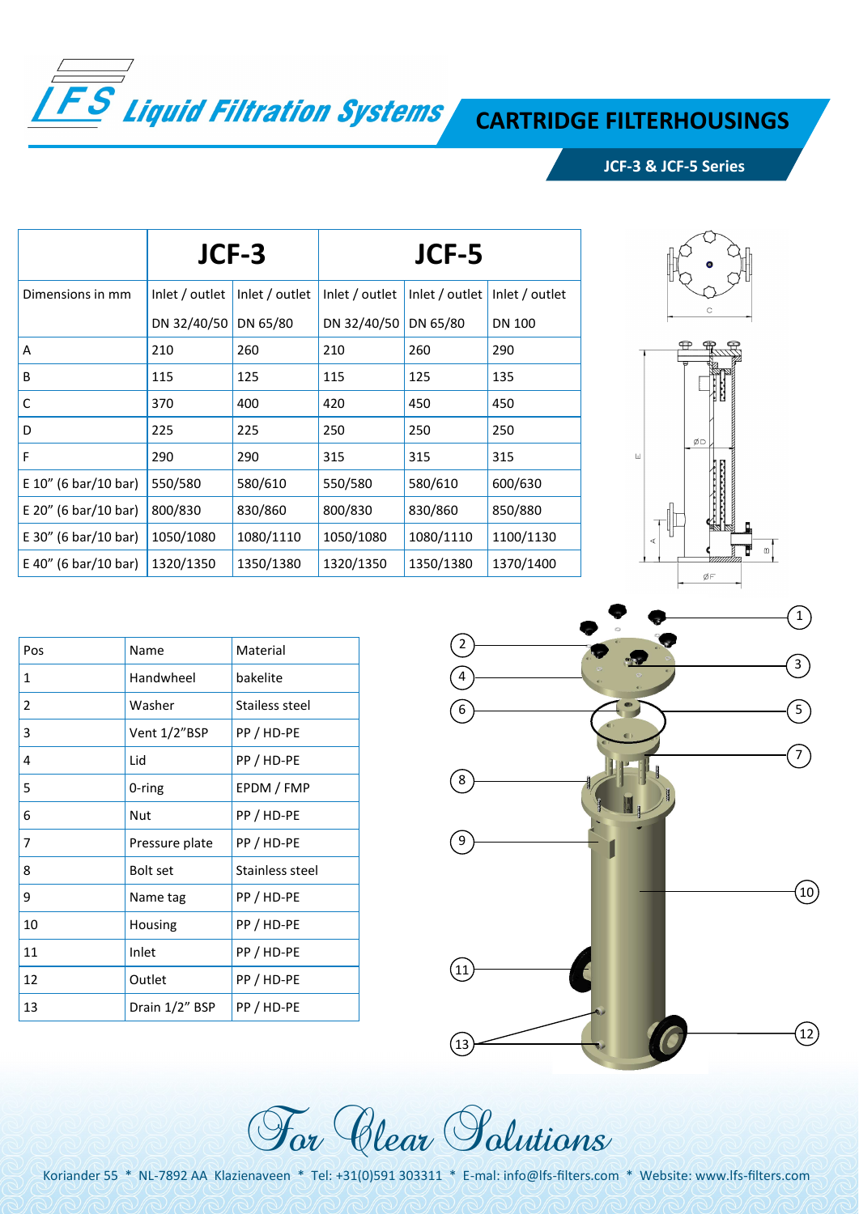# LFS Liquid Filtration Systems

## CARTRIDGE FILTERHOUSINGS

### JCF-3 & JCF-5 Series

| | JCF-3 | | JCF-5 | | |
|---|---|---|---|---|---|
| Dimensions in mm | Inlet / outlet DN 32/40/50 | Inlet / outlet DN 65/80 | Inlet / outlet DN 32/40/50 | Inlet / outlet DN 65/80 | Inlet / outlet DN 100 |
| A | 210 | 260 | 210 | 260 | 290 |
| B | 115 | 125 | 115 | 125 | 135 |
| C | 370 | 400 | 420 | 450 | 450 |
| D | 225 | 225 | 250 | 250 | 250 |
| F | 290 | 290 | 315 | 315 | 315 |
| E 10" (6 bar/10 bar) | 550/580 | 580/610 | 550/580 | 580/610 | 600/630 |
| E 20" (6 bar/10 bar) | 800/830 | 830/860 | 800/830 | 830/860 | 850/880 |
| E 30" (6 bar/10 bar) | 1050/1080 | 1080/1110 | 1050/1080 | 1080/1110 | 1100/1130 |
| E 40" (6 bar/10 bar) | 1320/1350 | 1350/1380 | 1320/1350 | 1350/1380 | 1370/1400 |

| Pos | Name | Material |
|---|---|---|
| 1 | Handwheel | bakelite |
| 2 | Washer | Stailess steel |
| 3 | Vent 1/2"BSP | PP / HD-PE |
| 4 | Lid | PP / HD-PE |
| 5 | 0-ring | EPDM / FMP |
| 6 | Nut | PP / HD-PE |
| 7 | Pressure plate | PP / HD-PE |
| 8 | Bolt set | Stainless steel |
| 9 | Name tag | PP / HD-PE |
| 10 | Housing | PP / HD-PE |
| 11 | Inlet | PP / HD-PE |
| 12 | Outlet | PP / HD-PE |
| 13 | Drain 1/2" BSP | PP / HD-PE |

*For Clear Solutions*

Koriander 55 * NL-7892 AA Klazienaveen * Tel: +31(0)591 303311 * E-mal: info@lfs-filters.com * Website: www.lfs-filters.com